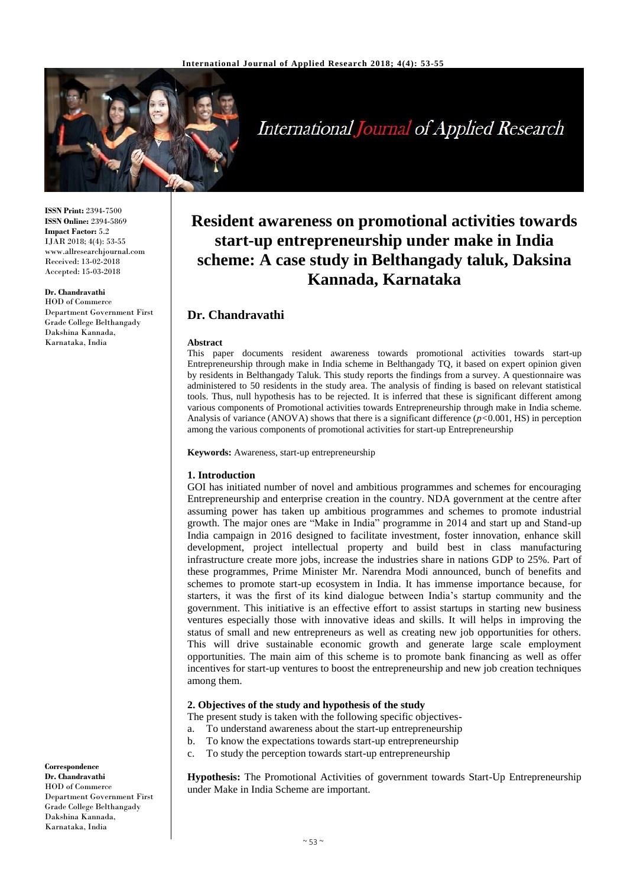**ISSN Print:** 2394-7500
**ISSN Online:** 2394-5869
**Impact Factor:** 5.2
IJAR 2018; 4(4): 53-55
www.allresearchjournal.com
Received: 13-02-2018
Accepted: 15-03-2018

**Dr. Chandravathi**
HOD of Commerce
Department Government First Grade College Belthangady
Dakshina Kannada,
Karnataka, India

**Correspondence**
**Dr. Chandravathi**
HOD of Commerce
Department Government First Grade College Belthangady
Dakshina Kannada,
Karnataka, India

# Resident awareness on promotional activities towards start-up entrepreneurship under make in India scheme: A case study in Belthangady taluk, Daksina Kannada, Karnataka

## Dr. Chandravathi

**Abstract**

This paper documents resident awareness towards promotional activities towards start-up Entrepreneurship through make in India scheme in Belthangady TQ, it based on expert opinion given by residents in Belthangady Taluk. This study reports the findings from a survey. A questionnaire was administered to 50 residents in the study area. The analysis of finding is based on relevant statistical tools. Thus, null hypothesis has to be rejected. It is inferred that these is significant different among various components of Promotional activities towards Entrepreneurship through make in India scheme. Analysis of variance (ANOVA) shows that there is a significant difference ($p<0.001$, HS) in perception among the various components of promotional activities for start-up Entrepreneurship

**Keywords:** Awareness, start-up entrepreneurship

### 1. Introduction

GOI has initiated number of novel and ambitious programmes and schemes for encouraging Entrepreneurship and enterprise creation in the country. NDA government at the centre after assuming power has taken up ambitious programmes and schemes to promote industrial growth. The major ones are "Make in India" programme in 2014 and start up and Stand-up India campaign in 2016 designed to facilitate investment, foster innovation, enhance skill development, project intellectual property and build best in class manufacturing infrastructure create more jobs, increase the industries share in nations GDP to 25%. Part of these programmes, Prime Minister Mr. Narendra Modi announced, bunch of benefits and schemes to promote start-up ecosystem in India. It has immense importance because, for starters, it was the first of its kind dialogue between India's startup community and the government. This initiative is an effective effort to assist startups in starting new business ventures especially those with innovative ideas and skills. It will helps in improving the status of small and new entrepreneurs as well as creating new job opportunities for others. This will drive sustainable economic growth and generate large scale employment opportunities. The main aim of this scheme is to promote bank financing as well as offer incentives for start-up ventures to boost the entrepreneurship and new job creation techniques among them.

### 2. Objectives of the study and hypothesis of the study

The present study is taken with the following specific objectives-

a. To understand awareness about the start-up entrepreneurship
b. To know the expectations towards start-up entrepreneurship
c. To study the perception towards start-up entrepreneurship

**Hypothesis:** The Promotional Activities of government towards Start-Up Entrepreneurship under Make in India Scheme are important.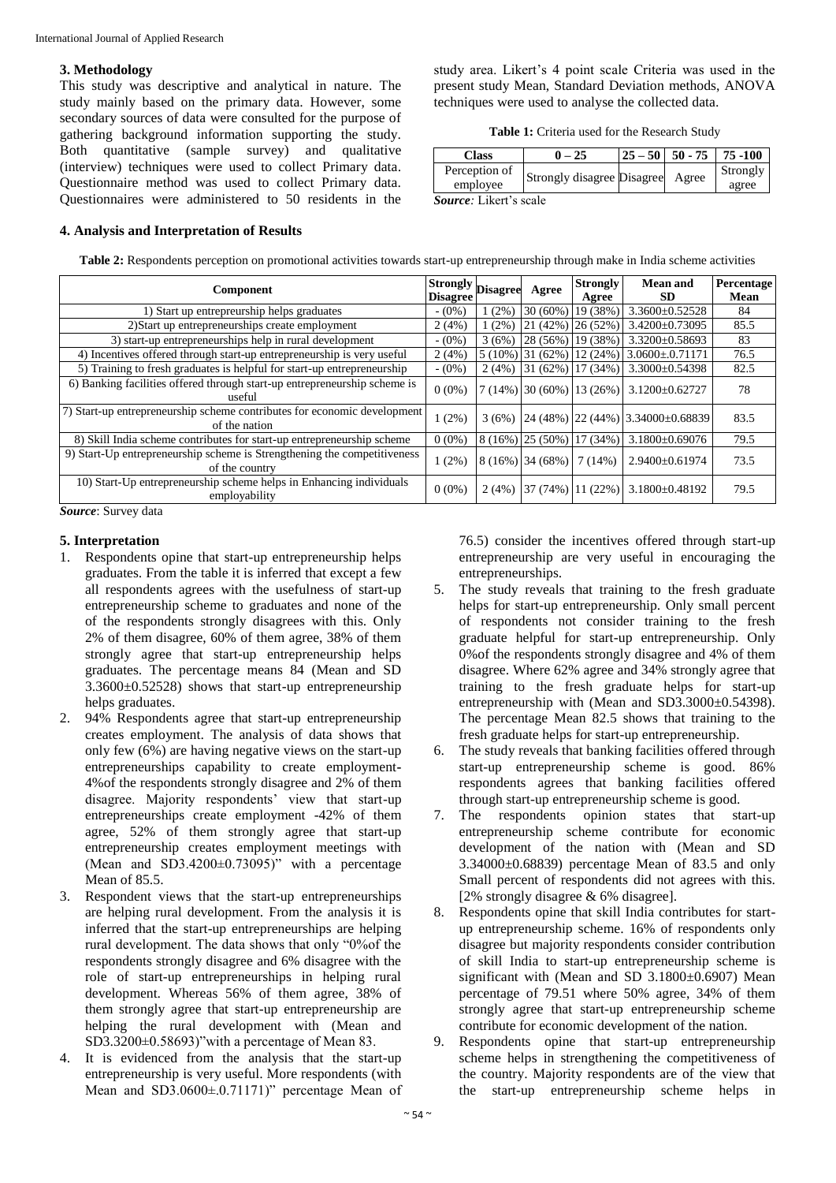### 3. Methodology

This study was descriptive and analytical in nature. The study mainly based on the primary data. However, some secondary sources of data were consulted for the purpose of gathering background information supporting the study. Both quantitative (sample survey) and qualitative (interview) techniques were used to collect Primary data. Questionnaire method was used to collect Primary data. Questionnaires were administered to 50 residents in the study area. Likert's 4 point scale Criteria was used in the present study Mean, Standard Deviation methods, ANOVA techniques were used to analyse the collected data.

**Table 1:** Criteria used for the Research Study

| Class | 0 – 25 | 25 – 50 | 50 - 75 | 75 -100 |
|---|---|---|---|---|
| Perception of employee | Strongly disagree | Disagree | Agree | Strongly agree |

***Source:*** Likert's scale

### 4. Analysis and Interpretation of Results

**Table 2:** Respondents perception on promotional activities towards start-up entrepreneurship through make in India scheme activities

| Component | Strongly Disagree | Disagree | Agree | Strongly Agree | Mean and SD | Percentage Mean |
|---|---|---|---|---|---|---|
| 1) Start up entrepreurship helps graduates | - (0%) | 1 (2%) | 30 (60%) | 19 (38%) | 3.3600±0.52528 | 84 |
| 2)Start up entrepreneurships create employment | 2 (4%) | 1 (2%) | 21 (42%) | 26 (52%) | 3.4200±0.73095 | 85.5 |
| 3) start-up entrepreneurships help in rural development | - (0%) | 3 (6%) | 28 (56%) | 19 (38%) | 3.3200±0.58693 | 83 |
| 4) Incentives offered through start-up entrepreneurship is very useful | 2 (4%) | 5 (10%) | 31 (62%) | 12 (24%) | 3.0600±.0.71171 | 76.5 |
| 5) Training to fresh graduates is helpful for start-up entrepreneurship | - (0%) | 2 (4%) | 31 (62%) | 17 (34%) | 3.3000±0.54398 | 82.5 |
| 6) Banking facilities offered through start-up entrepreneurship scheme is useful | 0 (0%) | 7 (14%) | 30 (60%) | 13 (26%) | 3.1200±0.62727 | 78 |
| 7) Start-up entrepreneurship scheme contributes for economic development of the nation | 1 (2%) | 3 (6%) | 24 (48%) | 22 (44%) | 3.34000±0.68839 | 83.5 |
| 8) Skill India scheme contributes for start-up entrepreneurship scheme | 0 (0%) | 8 (16%) | 25 (50%) | 17 (34%) | 3.1800±0.69076 | 79.5 |
| 9) Start-Up entrepreneurship scheme is Strengthening the competitiveness of the country | 1 (2%) | 8 (16%) | 34 (68%) | 7 (14%) | 2.9400±0.61974 | 73.5 |
| 10) Start-Up entrepreneurship scheme helps in Enhancing individuals employability | 0 (0%) | 2 (4%) | 37 (74%) | 11 (22%) | 3.1800±0.48192 | 79.5 |

***Source***: Survey data

### 5. Interpretation

1. Respondents opine that start-up entrepreneurship helps graduates. From the table it is inferred that except a few all respondents agrees with the usefulness of start-up entrepreneurship scheme to graduates and none of the of the respondents strongly disagrees with this. Only 2% of them disagree, 60% of them agree, 38% of them strongly agree that start-up entrepreneurship helps graduates. The percentage means 84 (Mean and SD 3.3600±0.52528) shows that start-up entrepreneurship helps graduates.
2. 94% Respondents agree that start-up entrepreneurship creates employment. The analysis of data shows that only few (6%) are having negative views on the start-up entrepreneurships capability to create employment- 4%of the respondents strongly disagree and 2% of them disagree. Majority respondents' view that start-up entrepreneurships create employment -42% of them agree, 52% of them strongly agree that start-up entrepreneurship creates employment meetings with (Mean and SD3.4200±0.73095)" with a percentage Mean of 85.5.
3. Respondent views that the start-up entrepreneurships are helping rural development. From the analysis it is inferred that the start-up entrepreneurships are helping rural development. The data shows that only "0%of the respondents strongly disagree and 6% disagree with the role of start-up entrepreneurships in helping rural development. Whereas 56% of them agree, 38% of them strongly agree that start-up entrepreneurship are helping the rural development with (Mean and SD3.3200±0.58693)"with a percentage of Mean 83.
4. It is evidenced from the analysis that the start-up entrepreneurship is very useful. More respondents (with Mean and SD3.0600±.0.71171)" percentage Mean of 76.5) consider the incentives offered through start-up entrepreneurship are very useful in encouraging the entrepreneurships.
5. The study reveals that training to the fresh graduate helps for start-up entrepreneurship. Only small percent of respondents not consider training to the fresh graduate helpful for start-up entrepreneurship. Only 0%of the respondents strongly disagree and 4% of them disagree. Where 62% agree and 34% strongly agree that training to the fresh graduate helps for start-up entrepreneurship with (Mean and SD3.3000±0.54398). The percentage Mean 82.5 shows that training to the fresh graduate helps for start-up entrepreneurship.
6. The study reveals that banking facilities offered through start-up entrepreneurship scheme is good. 86% respondents agrees that banking facilities offered through start-up entrepreneurship scheme is good.
7. The respondents opinion states that start-up entrepreneurship scheme contribute for economic development of the nation with (Mean and SD 3.34000±0.68839) percentage Mean of 83.5 and only Small percent of respondents did not agrees with this. [2% strongly disagree & 6% disagree].
8. Respondents opine that skill India contributes for start-up entrepreneurship scheme. 16% of respondents only disagree but majority respondents consider contribution of skill India to start-up entrepreneurship scheme is significant with (Mean and SD 3.1800±0.6907) Mean percentage of 79.51 where 50% agree, 34% of them strongly agree that start-up entrepreneurship scheme contribute for economic development of the nation.
9. Respondents opine that start-up entrepreneurship scheme helps in strengthening the competitiveness of the country. Majority respondents are of the view that the start-up entrepreneurship scheme helps in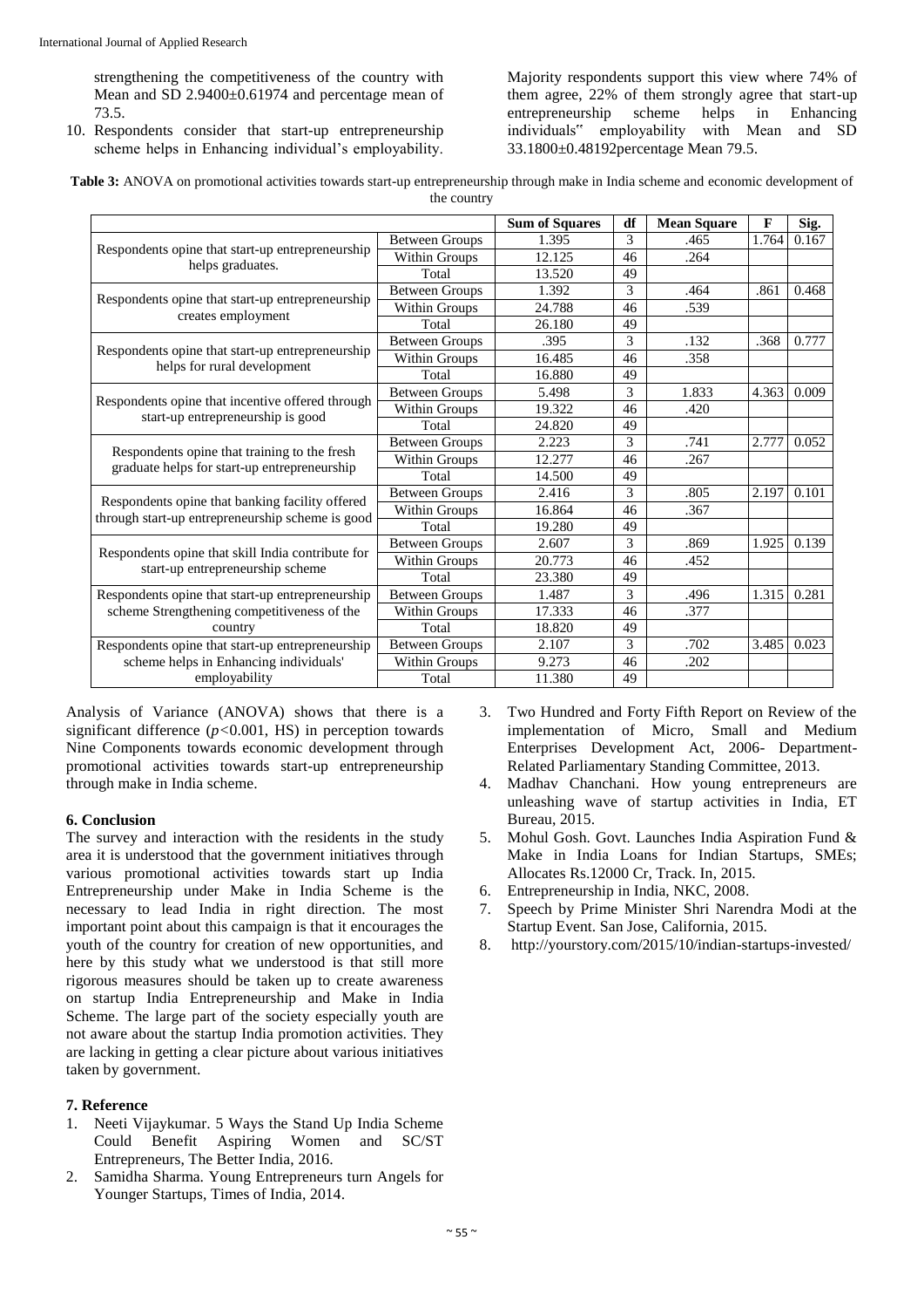strengthening the competitiveness of the country with Mean and SD 2.9400±0.61974 and percentage mean of 73.5.

10. Respondents consider that start-up entrepreneurship scheme helps in Enhancing individual's employability. Majority respondents support this view where 74% of them agree, 22% of them strongly agree that start-up entrepreneurship scheme helps in Enhancing individuals" employability with Mean and SD 33.1800±0.48192percentage Mean 79.5.

**Table 3:** ANOVA on promotional activities towards start-up entrepreneurship through make in India scheme and economic development of the country

| | | Sum of Squares | df | Mean Square | F | Sig. |
|---|---|---|---|---|---|---|
| Respondents opine that start-up entrepreneurship helps graduates. | Between Groups | 1.395 | 3 | .465 | 1.764 | 0.167 |
| | Within Groups | 12.125 | 46 | .264 | | |
| | Total | 13.520 | 49 | | | |
| Respondents opine that start-up entrepreneurship creates employment | Between Groups | 1.392 | 3 | .464 | .861 | 0.468 |
| | Within Groups | 24.788 | 46 | .539 | | |
| | Total | 26.180 | 49 | | | |
| Respondents opine that start-up entrepreneurship helps for rural development | Between Groups | .395 | 3 | .132 | .368 | 0.777 |
| | Within Groups | 16.485 | 46 | .358 | | |
| | Total | 16.880 | 49 | | | |
| Respondents opine that incentive offered through start-up entrepreneurship is good | Between Groups | 5.498 | 3 | 1.833 | 4.363 | 0.009 |
| | Within Groups | 19.322 | 46 | .420 | | |
| | Total | 24.820 | 49 | | | |
| Respondents opine that training to the fresh graduate helps for start-up entrepreneurship | Between Groups | 2.223 | 3 | .741 | 2.777 | 0.052 |
| | Within Groups | 12.277 | 46 | .267 | | |
| | Total | 14.500 | 49 | | | |
| Respondents opine that banking facility offered through start-up entrepreneurship scheme is good | Between Groups | 2.416 | 3 | .805 | 2.197 | 0.101 |
| | Within Groups | 16.864 | 46 | .367 | | |
| | Total | 19.280 | 49 | | | |
| Respondents opine that skill India contribute for start-up entrepreneurship scheme | Between Groups | 2.607 | 3 | .869 | 1.925 | 0.139 |
| | Within Groups | 20.773 | 46 | .452 | | |
| | Total | 23.380 | 49 | | | |
| Respondents opine that start-up entrepreneurship scheme Strengthening competitiveness of the country | Between Groups | 1.487 | 3 | .496 | 1.315 | 0.281 |
| | Within Groups | 17.333 | 46 | .377 | | |
| | Total | 18.820 | 49 | | | |
| Respondents opine that start-up entrepreneurship scheme helps in Enhancing individuals' employability | Between Groups | 2.107 | 3 | .702 | 3.485 | 0.023 |
| | Within Groups | 9.273 | 46 | .202 | | |
| | Total | 11.380 | 49 | | | |

Analysis of Variance (ANOVA) shows that there is a significant difference ($p<0.001$, HS) in perception towards Nine Components towards economic development through promotional activities towards start-up entrepreneurship through make in India scheme.

## 6. Conclusion

The survey and interaction with the residents in the study area it is understood that the government initiatives through various promotional activities towards start up India Entrepreneurship under Make in India Scheme is the necessary to lead India in right direction. The most important point about this campaign is that it encourages the youth of the country for creation of new opportunities, and here by this study what we understood is that still more rigorous measures should be taken up to create awareness on startup India Entrepreneurship and Make in India Scheme. The large part of the society especially youth are not aware about the startup India promotion activities. They are lacking in getting a clear picture about various initiatives taken by government.

## 7. Reference

1. Neeti Vijaykumar. 5 Ways the Stand Up India Scheme Could Benefit Aspiring Women and SC/ST Entrepreneurs, The Better India, 2016.
2. Samidha Sharma. Young Entrepreneurs turn Angels for Younger Startups, Times of India, 2014.
3. Two Hundred and Forty Fifth Report on Review of the implementation of Micro, Small and Medium Enterprises Development Act, 2006- Department-Related Parliamentary Standing Committee, 2013.
4. Madhav Chanchani. How young entrepreneurs are unleashing wave of startup activities in India, ET Bureau, 2015.
5. Mohul Gosh. Govt. Launches India Aspiration Fund & Make in India Loans for Indian Startups, SMEs; Allocates Rs.12000 Cr, Track. In, 2015.
6. Entrepreneurship in India, NKC, 2008.
7. Speech by Prime Minister Shri Narendra Modi at the Startup Event. San Jose, California, 2015.
8. http://yourstory.com/2015/10/indian-startups-invested/